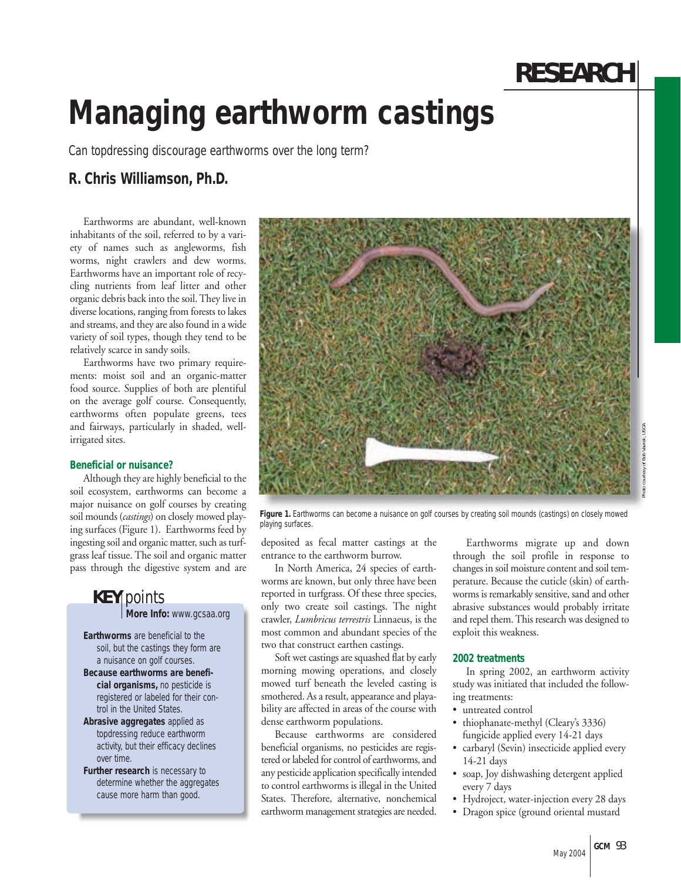# Managing earthworm castings

*Can topdressing discourage earthworms over the long term?*

**R. Chris Williamson, Ph.D.**

Earthworms are abundant, well-known inhabitants of the soil, referred to by a variety of names such as angleworms, fish worms, night crawlers and dew worms. Earthworms have an important role of recycling nutrients from leaf litter and other organic debris back into the soil. They live in diverse locations, ranging from forests to lakes and streams, and they are also found in a wide variety of soil types, though they tend to be relatively scarce in sandy soils.

Earthworms have two primary requirements: moist soil and an organic-matter food source. Supplies of both are plentiful on the average golf course. Consequently, earthworms often populate greens, tees and fairways, particularly in shaded, well-irrigated sites.

### Beneficial or nuisance?

Although they are highly beneficial to the soil ecosystem, earthworms can become a major nuisance on golf courses by creating soil mounds (*castings*) on closely mowed playing surfaces (Figure 1). Earthworms feed by ingesting soil and organic matter, such as turfgrass leaf tissue. The soil and organic matter pass through the digestive system and are deposited as fecal matter castings at the entrance to the earthworm burrow.

**KEY points**
More Info: www.gcsaa.org

- **Earthworms** are beneficial to the soil, but the castings they form are a nuisance on golf courses.
- **Because earthworms are beneficial organisms,** no pesticide is registered or labeled for their control in the United States.
- **Abrasive aggregates** applied as topdressing reduce earthworm activity, but their efficacy declines over time.
- **Further research** is necessary to determine whether the aggregates cause more harm than good.

Photo courtesy of Bob Vavrek, USGA

**Figure 1.** Earthworms can become a nuisance on golf courses by creating soil mounds (castings) on closely mowed playing surfaces.

In North America, 24 species of earthworms are known, but only three have been reported in turfgrass. Of these three species, only two create soil castings. The night crawler, *Lumbricus terrestris* Linnaeus, is the most common and abundant species of the two that construct earthen castings.

Soft wet castings are squashed flat by early morning mowing operations, and closely mowed turf beneath the leveled casting is smothered. As a result, appearance and playability are affected in areas of the course with dense earthworm populations.

Because earthworms are considered beneficial organisms, no pesticides are registered or labeled for control of earthworms, and any pesticide application specifically intended to control earthworms is illegal in the United States. Therefore, alternative, nonchemical earthworm management strategies are needed.

Earthworms migrate up and down through the soil profile in response to changes in soil moisture content and soil temperature. Because the cuticle (skin) of earthworms is remarkably sensitive, sand and other abrasive substances would probably irritate and repel them. This research was designed to exploit this weakness.

### 2002 treatments

In spring 2002, an earthworm activity study was initiated that included the following treatments:

- untreated control
- thiophanate-methyl (Cleary's 3336) fungicide applied every 14-21 days
- carbaryl (Sevin) insecticide applied every 14-21 days
- soap, Joy dishwashing detergent applied every 7 days
- Hydroject, water-injection every 28 days
- Dragon spice (ground oriental mustard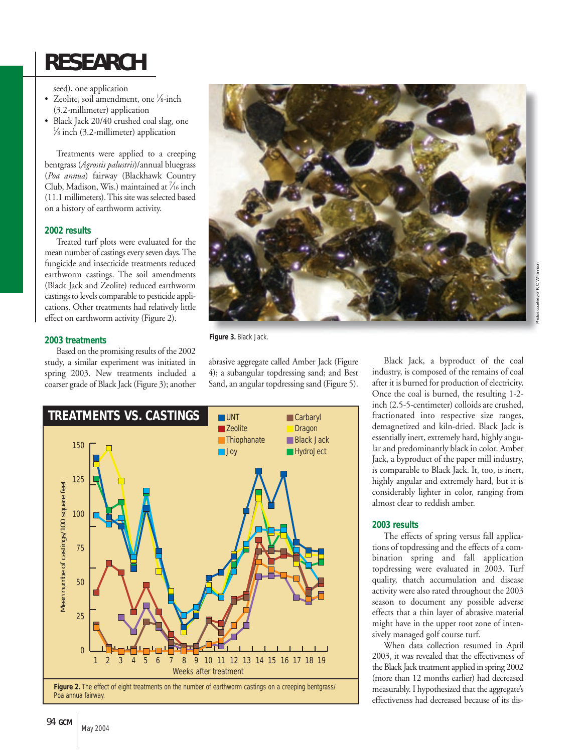seed), one application

- Zeolite, soil amendment, one ⅛-inch (3.2-millimeter) application
- Black Jack 20/40 crushed coal slag, one ⅛ inch (3.2-millimeter) application

Treatments were applied to a creeping bentgrass (*Agrostis palustris*)/annual bluegrass (*Poa annua*) fairway (Blackhawk Country Club, Madison, Wis.) maintained at 7⁄16 inch (11.1 millimeters). This site was selected based on a history of earthworm activity.

### 2002 results

Treated turf plots were evaluated for the mean number of castings every seven days. The fungicide and insecticide treatments reduced earthworm castings. The soil amendments (Black Jack and Zeolite) reduced earthworm castings to levels comparable to pesticide applications. Other treatments had relatively little effect on earthworm activity (Figure 2).

### 2003 treatments

Based on the promising results of the 2002 study, a similar experiment was initiated in spring 2003. New treatments included a coarser grade of Black Jack (Figure 3); another abrasive aggregate called Amber Jack (Figure 4); a subangular topdressing sand; and Best Sand, an angular topdressing sand (Figure 5).

**Figure 3.** Black Jack.

Photos courtesy of R.C. Williamson

**TREATMENTS VS. CASTINGS**

**Figure 2.** The effect of eight treatments on the number of earthworm castings on a creeping bentgrass/ Poa annua fairway.

Black Jack, a byproduct of the coal industry, is composed of the remains of coal after it is burned for production of electricity. Once the coal is burned, the resulting 1-2-inch (2.5-5-centimeter) colloids are crushed, fractionated into respective size ranges, demagnetized and kiln-dried. Black Jack is essentially inert, extremely hard, highly angular and predominantly black in color. Amber Jack, a byproduct of the paper mill industry, is comparable to Black Jack. It, too, is inert, highly angular and extremely hard, but it is considerably lighter in color, ranging from almost clear to reddish amber.

### 2003 results

The effects of spring versus fall applications of topdressing and the effects of a combination spring and fall application topdressing were evaluated in 2003. Turf quality, thatch accumulation and disease activity were also rated throughout the 2003 season to document any possible adverse effects that a thin layer of abrasive material might have in the upper root zone of intensively managed golf course turf.

When data collection resumed in April 2003, it was revealed that the effectiveness of the Black Jack treatment applied in spring 2002 (more than 12 months earlier) had decreased measurably. I hypothesized that the aggregate's effectiveness had decreased because of its dis-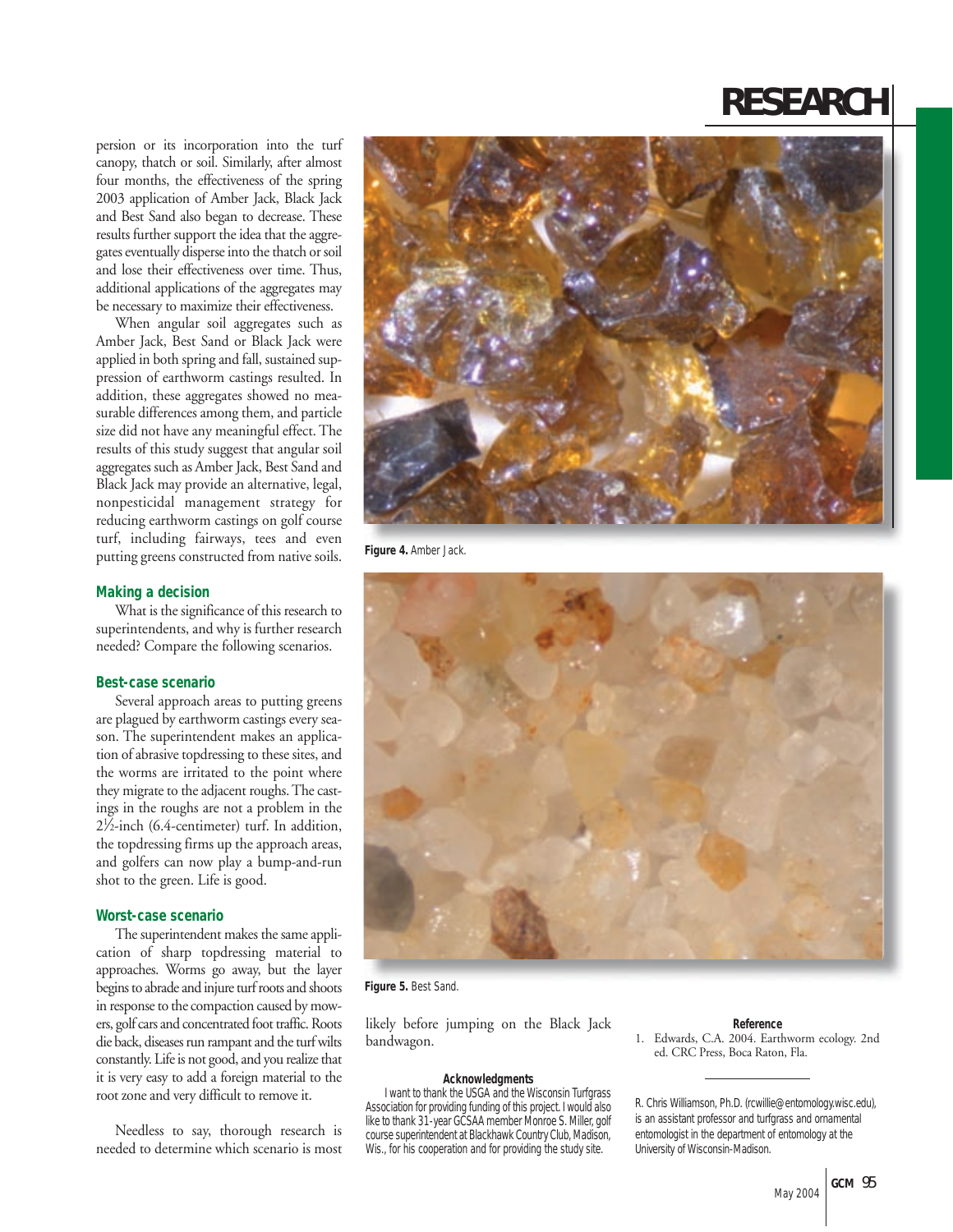persion or its incorporation into the turf canopy, thatch or soil. Similarly, after almost four months, the effectiveness of the spring 2003 application of Amber Jack, Black Jack and Best Sand also began to decrease. These results further support the idea that the aggregates eventually disperse into the thatch or soil and lose their effectiveness over time. Thus, additional applications of the aggregates may be necessary to maximize their effectiveness.

When angular soil aggregates such as Amber Jack, Best Sand or Black Jack were applied in both spring and fall, sustained suppression of earthworm castings resulted. In addition, these aggregates showed no measurable differences among them, and particle size did not have any meaningful effect. The results of this study suggest that angular soil aggregates such as Amber Jack, Best Sand and Black Jack may provide an alternative, legal, nonpesticidal management strategy for reducing earthworm castings on golf course turf, including fairways, tees and even putting greens constructed from native soils.

### Making a decision

What is the significance of this research to superintendents, and why is further research needed? Compare the following scenarios.

### Best-case scenario

Several approach areas to putting greens are plagued by earthworm castings every season. The superintendent makes an application of abrasive topdressing to these sites, and the worms are irritated to the point where they migrate to the adjacent roughs. The castings in the roughs are not a problem in the 2½-inch (6.4-centimeter) turf. In addition, the topdressing firms up the approach areas, and golfers can now play a bump-and-run shot to the green. Life is good.

### Worst-case scenario

The superintendent makes the same application of sharp topdressing material to approaches. Worms go away, but the layer begins to abrade and injure turf roots and shoots in response to the compaction caused by mowers, golf cars and concentrated foot traffic. Roots die back, diseases run rampant and the turf wilts constantly. Life is not good, and you realize that it is very easy to add a foreign material to the root zone and very difficult to remove it.

Needless to say, thorough research is needed to determine which scenario is most likely before jumping on the Black Jack bandwagon.

**Figure 4.** Amber Jack.

**Figure 5.** Best Sand.

#### Acknowledgments

I want to thank the USGA and the Wisconsin Turfgrass Association for providing funding of this project. I would also like to thank 31-year GCSAA member Monroe S. Miller, golf course superintendent at Blackhawk Country Club, Madison, Wis., for his cooperation and for providing the study site.

#### Reference

1. Edwards, C.A. 2004. Earthworm ecology. 2nd ed. CRC Press, Boca Raton, Fla.

---

R. Chris Williamson, Ph.D. (rcwillie@entomology.wisc.edu), is an assistant professor and turfgrass and ornamental entomologist in the department of entomology at the University of Wisconsin-Madison.